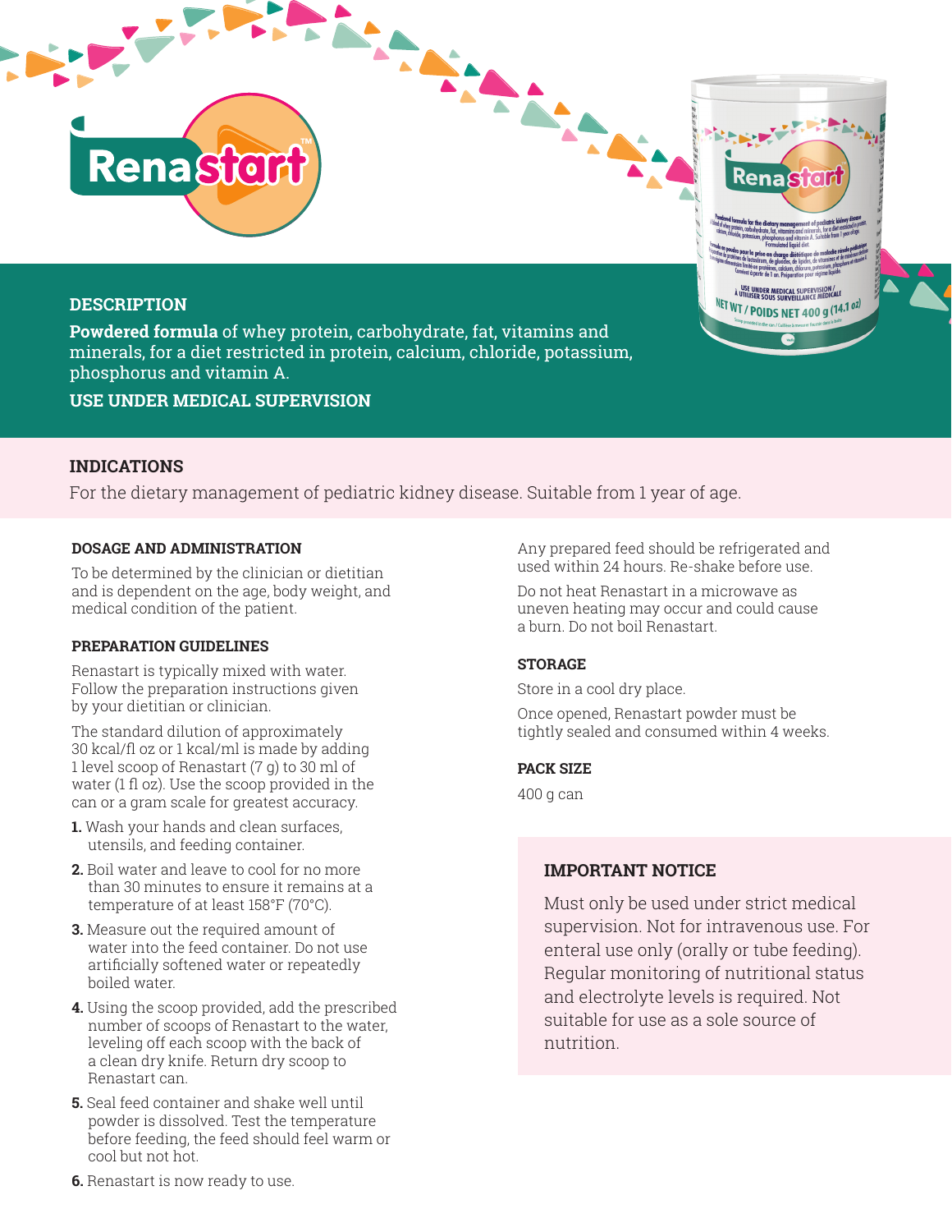# Renastart™

## DESCRIPTION

**Powdered formula** of whey protein, carbohydrate, fat, vitamins and minerals, for a diet restricted in protein, calcium, chloride, potassium, phosphorus and vitamin A.

**USE UNDER MEDICAL SUPERVISION**

## INDICATIONS

For the dietary management of pediatric kidney disease. Suitable from 1 year of age.

### DOSAGE AND ADMINISTRATION

To be determined by the clinician or dietitian and is dependent on the age, body weight, and medical condition of the patient.

### PREPARATION GUIDELINES

Renastart is typically mixed with water. Follow the preparation instructions given by your dietitian or clinician.

The standard dilution of approximately 30 kcal/fl oz or 1 kcal/ml is made by adding 1 level scoop of Renastart (7 g) to 30 ml of water (1 fl oz). Use the scoop provided in the can or a gram scale for greatest accuracy.

1. Wash your hands and clean surfaces, utensils, and feeding container.
2. Boil water and leave to cool for no more than 30 minutes to ensure it remains at a temperature of at least 158°F (70°C).
3. Measure out the required amount of water into the feed container. Do not use artificially softened water or repeatedly boiled water.
4. Using the scoop provided, add the prescribed number of scoops of Renastart to the water, leveling off each scoop with the back of a clean dry knife. Return dry scoop to Renastart can.
5. Seal feed container and shake well until powder is dissolved. Test the temperature before feeding, the feed should feel warm or cool but not hot.
6. Renastart is now ready to use.

Any prepared feed should be refrigerated and used within 24 hours. Re-shake before use.

Do not heat Renastart in a microwave as uneven heating may occur and could cause a burn. Do not boil Renastart.

### STORAGE

Store in a cool dry place.

Once opened, Renastart powder must be tightly sealed and consumed within 4 weeks.

### PACK SIZE

400 g can

### IMPORTANT NOTICE

Must only be used under strict medical supervision. Not for intravenous use. For enteral use only (orally or tube feeding). Regular monitoring of nutritional status and electrolyte levels is required. Not suitable for use as a sole source of nutrition.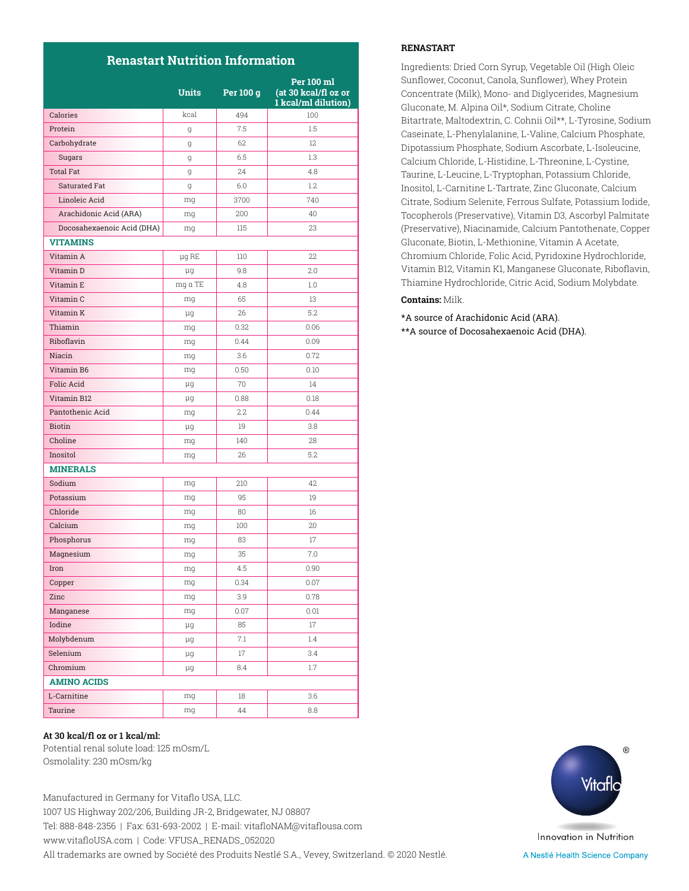## Renastart Nutrition Information

| | Units | Per 100 g | Per 100 ml (at 30 kcal/fl oz or 1 kcal/ml dilution) |
|---|---|---|---|
| Calories | kcal | 494 | 100 |
| Protein | g | 7.5 | 1.5 |
| Carbohydrate | g | 62 | 12 |
| Sugars | g | 6.5 | 1.3 |
| Total Fat | g | 24 | 4.8 |
| Saturated Fat | g | 6.0 | 1.2 |
| Linoleic Acid | mg | 3700 | 740 |
| Arachidonic Acid (ARA) | mg | 200 | 40 |
| Docosahexaenoic Acid (DHA) | mg | 115 | 23 |
| **VITAMINS** | | | |
| Vitamin A | µg RE | 110 | 22 |
| Vitamin D | µg | 9.8 | 2.0 |
| Vitamin E | mg α TE | 4.8 | 1.0 |
| Vitamin C | mg | 65 | 13 |
| Vitamin K | µg | 26 | 5.2 |
| Thiamin | mg | 0.32 | 0.06 |
| Riboflavin | mg | 0.44 | 0.09 |
| Niacin | mg | 3.6 | 0.72 |
| Vitamin B6 | mg | 0.50 | 0.10 |
| Folic Acid | µg | 70 | 14 |
| Vitamin B12 | µg | 0.88 | 0.18 |
| Pantothenic Acid | mg | 2.2 | 0.44 |
| Biotin | µg | 19 | 3.8 |
| Choline | mg | 140 | 28 |
| Inositol | mg | 26 | 5.2 |
| **MINERALS** | | | |
| Sodium | mg | 210 | 42 |
| Potassium | mg | 95 | 19 |
| Chloride | mg | 80 | 16 |
| Calcium | mg | 100 | 20 |
| Phosphorus | mg | 83 | 17 |
| Magnesium | mg | 35 | 7.0 |
| Iron | mg | 4.5 | 0.90 |
| Copper | mg | 0.34 | 0.07 |
| Zinc | mg | 3.9 | 0.78 |
| Manganese | mg | 0.07 | 0.01 |
| Iodine | µg | 85 | 17 |
| Molybdenum | µg | 7.1 | 1.4 |
| Selenium | µg | 17 | 3.4 |
| Chromium | µg | 8.4 | 1.7 |
| **AMINO ACIDS** | | | |
| L-Carnitine | mg | 18 | 3.6 |
| Taurine | mg | 44 | 8.8 |

**At 30 kcal/fl oz or 1 kcal/ml:**
Potential renal solute load: 125 mOsm/L
Osmolality: 230 mOsm/kg

**RENASTART**

Ingredients: Dried Corn Syrup, Vegetable Oil (High Oleic Sunflower, Coconut, Canola, Sunflower), Whey Protein Concentrate (Milk), Mono- and Diglycerides, Magnesium Gluconate, M. Alpina Oil*, Sodium Citrate, Choline Bitartrate, Maltodextrin, C. Cohnii Oil**, L-Tyrosine, Sodium Caseinate, L-Phenylalanine, L-Valine, Calcium Phosphate, Dipotassium Phosphate, Sodium Ascorbate, L-Isoleucine, Calcium Chloride, L-Histidine, L-Threonine, L-Cystine, Taurine, L-Leucine, L-Tryptophan, Potassium Chloride, Inositol, L-Carnitine L-Tartrate, Zinc Gluconate, Calcium Citrate, Sodium Selenite, Ferrous Sulfate, Potassium Iodide, Tocopherols (Preservative), Vitamin D3, Ascorbyl Palmitate (Preservative), Niacinamide, Calcium Pantothenate, Copper Gluconate, Biotin, L-Methionine, Vitamin A Acetate, Chromium Chloride, Folic Acid, Pyridoxine Hydrochloride, Vitamin B12, Vitamin K1, Manganese Gluconate, Riboflavin, Thiamine Hydrochloride, Citric Acid, Sodium Molybdate.

**Contains:** Milk.

*A source of Arachidonic Acid (ARA).
**A source of Docosahexaenoic Acid (DHA).

Manufactured in Germany for Vitaflo USA, LLC.
1007 US Highway 202/206, Building JR-2, Bridgewater, NJ 08807
Tel: 888-848-2356 | Fax: 631-693-2002 | E-mail: vitafloNAM@vitaflousa.com
www.vitafloUSA.com | Code: VFUSA_RENADS_052020
All trademarks are owned by Société des Produits Nestlé S.A., Vevey, Switzerland. © 2020 Nestlé.

Vitaflo®
Innovation in Nutrition
A Nestlé Health Science Company